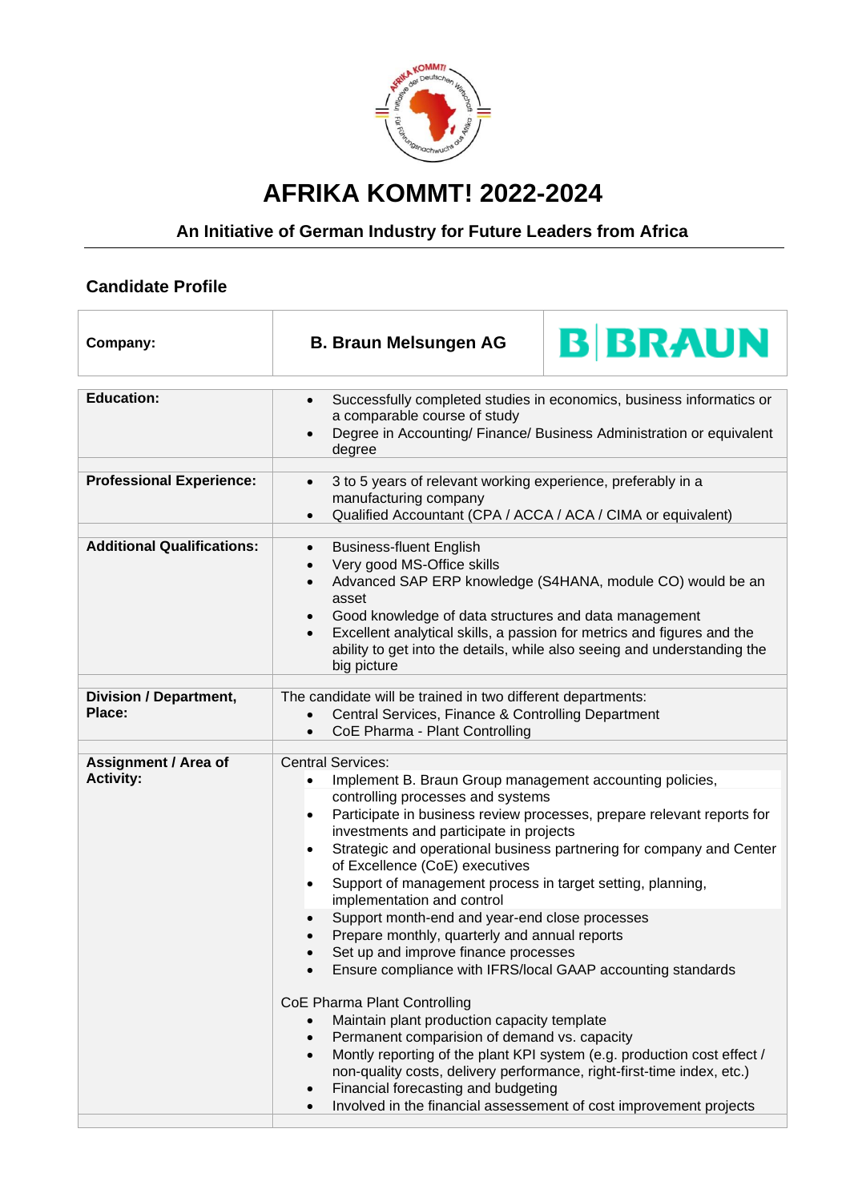# AFRIKA KOMMT! 2022-2024

## An Initiative of German Industry for Future Leaders from Africa

### Candidate Profile

| Company: | B. Braun Melsungen AG |
|---|---|
| **Education:** | • Successfully completed studies in economics, business informatics or a comparable course of study<br>• Degree in Accounting/ Finance/ Business Administration or equivalent degree |
| **Professional Experience:** | • 3 to 5 years of relevant working experience, preferably in a manufacturing company<br>• Qualified Accountant (CPA / ACCA / ACA / CIMA or equivalent) |
| **Additional Qualifications:** | • Business-fluent English<br>• Very good MS-Office skills<br>• Advanced SAP ERP knowledge (S4HANA, module CO) would be an asset<br>• Good knowledge of data structures and data management<br>• Excellent analytical skills, a passion for metrics and figures and the ability to get into the details, while also seeing and understanding the big picture |
| **Division / Department, Place:** | The candidate will be trained in two different departments:<br>• Central Services, Finance & Controlling Department<br>• CoE Pharma - Plant Controlling |
| **Assignment / Area of Activity:** | Central Services:<br>• Implement B. Braun Group management accounting policies, controlling processes and systems<br>• Participate in business review processes, prepare relevant reports for investments and participate in projects<br>• Strategic and operational business partnering for company and Center of Excellence (CoE) executives<br>• Support of management process in target setting, planning, implementation and control<br>• Support month-end and year-end close processes<br>• Prepare monthly, quarterly and annual reports<br>• Set up and improve finance processes<br>• Ensure compliance with IFRS/local GAAP accounting standards<br><br>CoE Pharma Plant Controlling<br>• Maintain plant production capacity template<br>• Permanent comparision of demand vs. capacity<br>• Montly reporting of the plant KPI system (e.g. production cost effect / non-quality costs, delivery performance, right-first-time index, etc.)<br>• Financial forecasting and budgeting<br>• Involved in the financial assessement of cost improvement projects |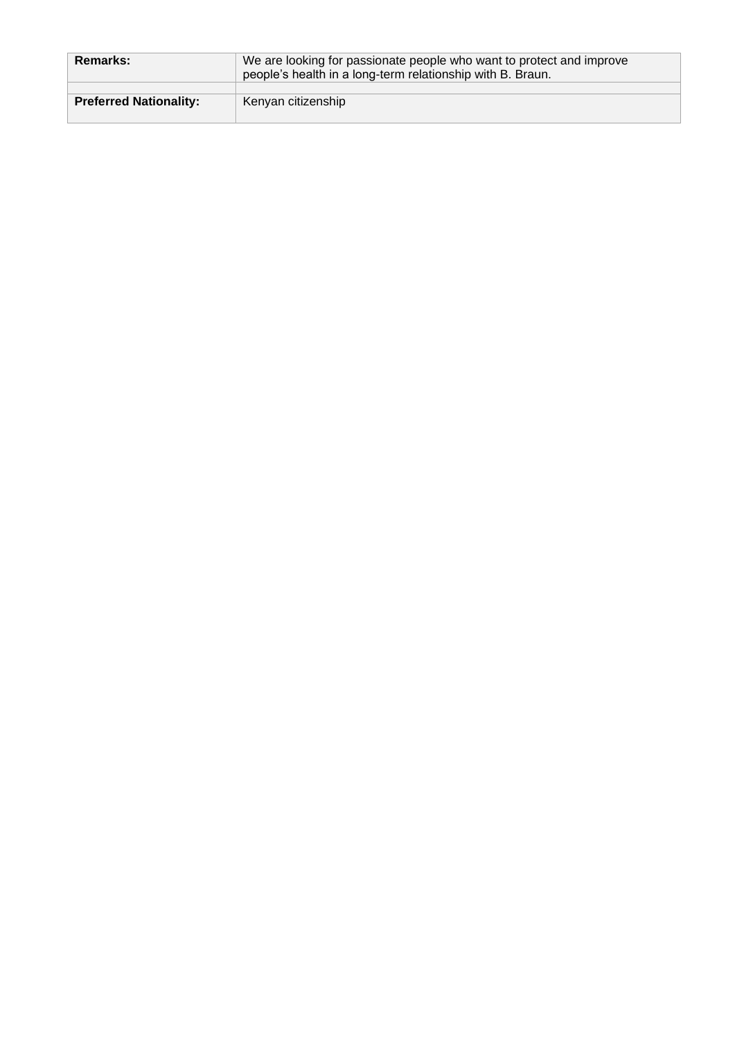| | |
|---|---|
| **Remarks:** | We are looking for passionate people who want to protect and improve people's health in a long-term relationship with B. Braun. |
| | |
| **Preferred Nationality:** | Kenyan citizenship |